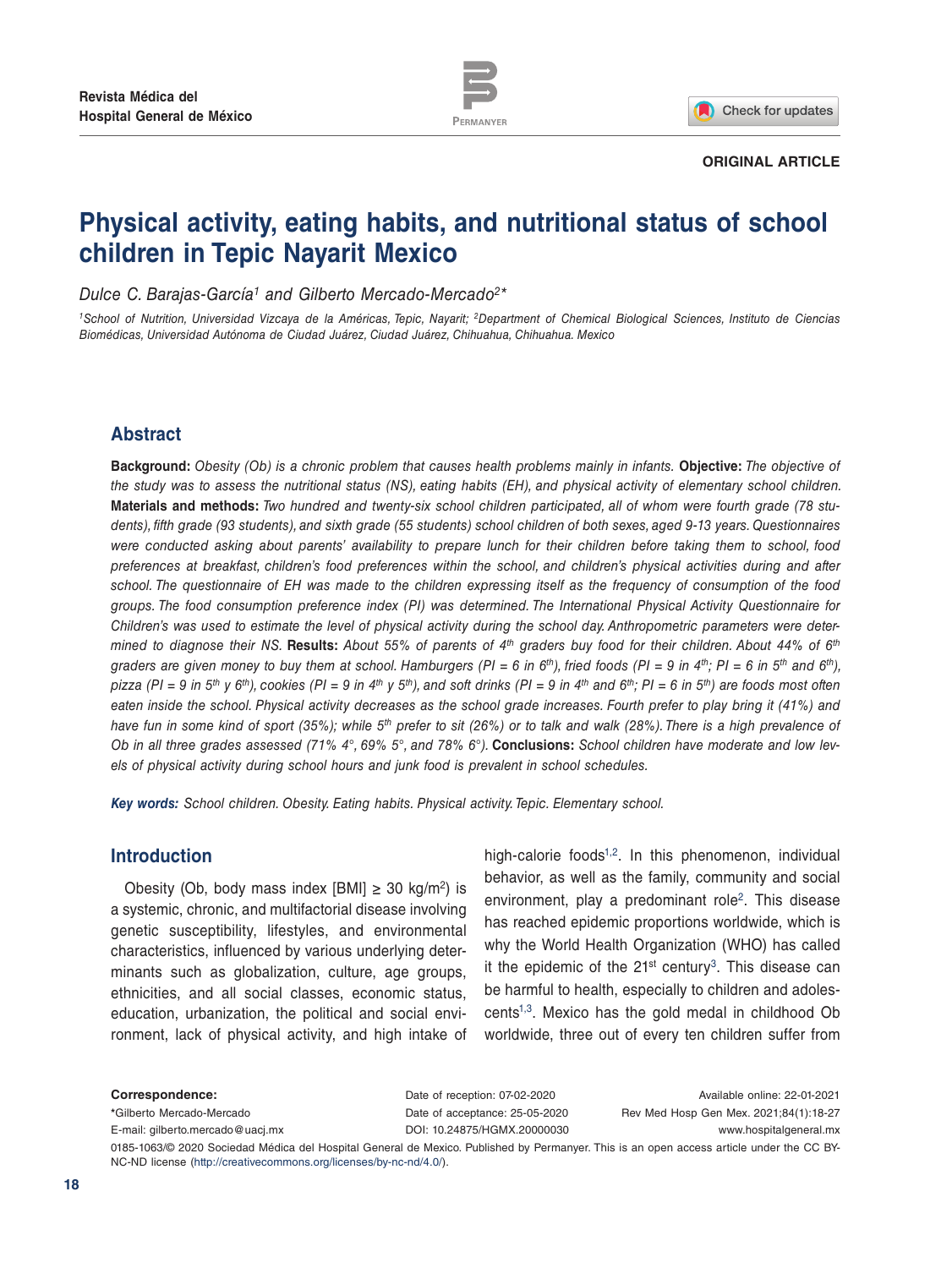ORIGINAL ARTICLE

# Physical activity, eating habits, and nutritional status of school children in Tepic Nayarit Mexico

*Dulce C. Barajas-García[1] and Gilberto Mercado-Mercado[2]**

[1]School of Nutrition, Universidad Vizcaya de las Américas, Tepic, Nayarit; [2]Department of Chemical Biological Sciences, Instituto de Ciencias Biomédicas, Universidad Autónoma de Ciudad Juárez, Ciudad Juárez, Chihuahua, Chihuahua. Mexico

## Abstract

**Background:** *Obesity (Ob) is a chronic problem that causes health problems mainly in infants.* **Objective:** *The objective of the study was to assess the nutritional status (NS), eating habits (EH), and physical activity of elementary school children.* **Materials and methods:** *Two hundred and twenty-six school children participated, all of whom were fourth grade (78 students), fifth grade (93 students), and sixth grade (55 students) school children of both sexes, aged 9-13 years. Questionnaires were conducted asking about parents' availability to prepare lunch for their children before taking them to school, food preferences at breakfast, children's food preferences within the school, and children's physical activities during and after school. The questionnaire of EH was made to the children expressing itself as the frequency of consumption of the food groups. The food consumption preference index (PI) was determined. The International Physical Activity Questionnaire for Children's was used to estimate the level of physical activity during the school day. Anthropometric parameters were determined to diagnose their NS.* **Results:** *About 55% of parents of 4$^{th}$ graders buy food for their children. About 44% of 6$^{th}$ graders are given money to buy them at school. Hamburgers (PI = 6 in 6$^{th}$), fried foods (PI = 9 in 4$^{th}$; PI = 6 in 5$^{th}$ and 6$^{th}$), pizza (PI = 9 in 5$^{th}$ y 6$^{th}$), cookies (PI = 9 in 4$^{th}$ y 5$^{th}$), and soft drinks (PI = 9 in 4$^{th}$ and 6$^{th}$; PI = 6 in 5$^{th}$) are foods most often eaten inside the school. Physical activity decreases as the school grade increases. Fourth prefer to play bring it (41%) and have fun in some kind of sport (35%); while 5$^{th}$ prefer to sit (26%) or to talk and walk (28%). There is a high prevalence of Ob in all three grades assessed (71% 4°, 69% 5°, and 78% 6°).* **Conclusions:** *School children have moderate and low levels of physical activity during school hours and junk food is prevalent in school schedules.*

***Key words:*** *School children. Obesity. Eating habits. Physical activity. Tepic. Elementary school.*

## Introduction

Obesity (Ob, body mass index [BMI] ≥ 30 kg/m$^2$) is a systemic, chronic, and multifactorial disease involving genetic susceptibility, lifestyles, and environmental characteristics, influenced by various underlying determinants such as globalization, culture, age groups, ethnicities, and all social classes, economic status, education, urbanization, the political and social environment, lack of physical activity, and high intake of high-calorie foods[1,2]. In this phenomenon, individual behavior, as well as the family, community and social environment, play a predominant role[2]. This disease has reached epidemic proportions worldwide, which is why the World Health Organization (WHO) has called it the epidemic of the 21$^{st}$ century[3]. This disease can be harmful to health, especially to children and adolescents[1,3]. Mexico has the gold medal in childhood Ob worldwide, three out of every ten children suffer from

**Correspondence:**
*Gilberto Mercado-Mercado
E-mail: gilberto.mercado@uacj.mx

Date of reception: 07-02-2020
Date of acceptance: 25-05-2020
DOI: 10.24875/HGMX.20000030

Available online: 22-01-2021
Rev Med Hosp Gen Mex. 2021;84(1):18-27
www.hospitalgeneral.mx

0185-1063/© 2020 Sociedad Médica del Hospital General de Mexico. Published by Permanyer. This is an open access article under the CC BY-NC-ND license (http://creativecommons.org/licenses/by-nc-nd/4.0/).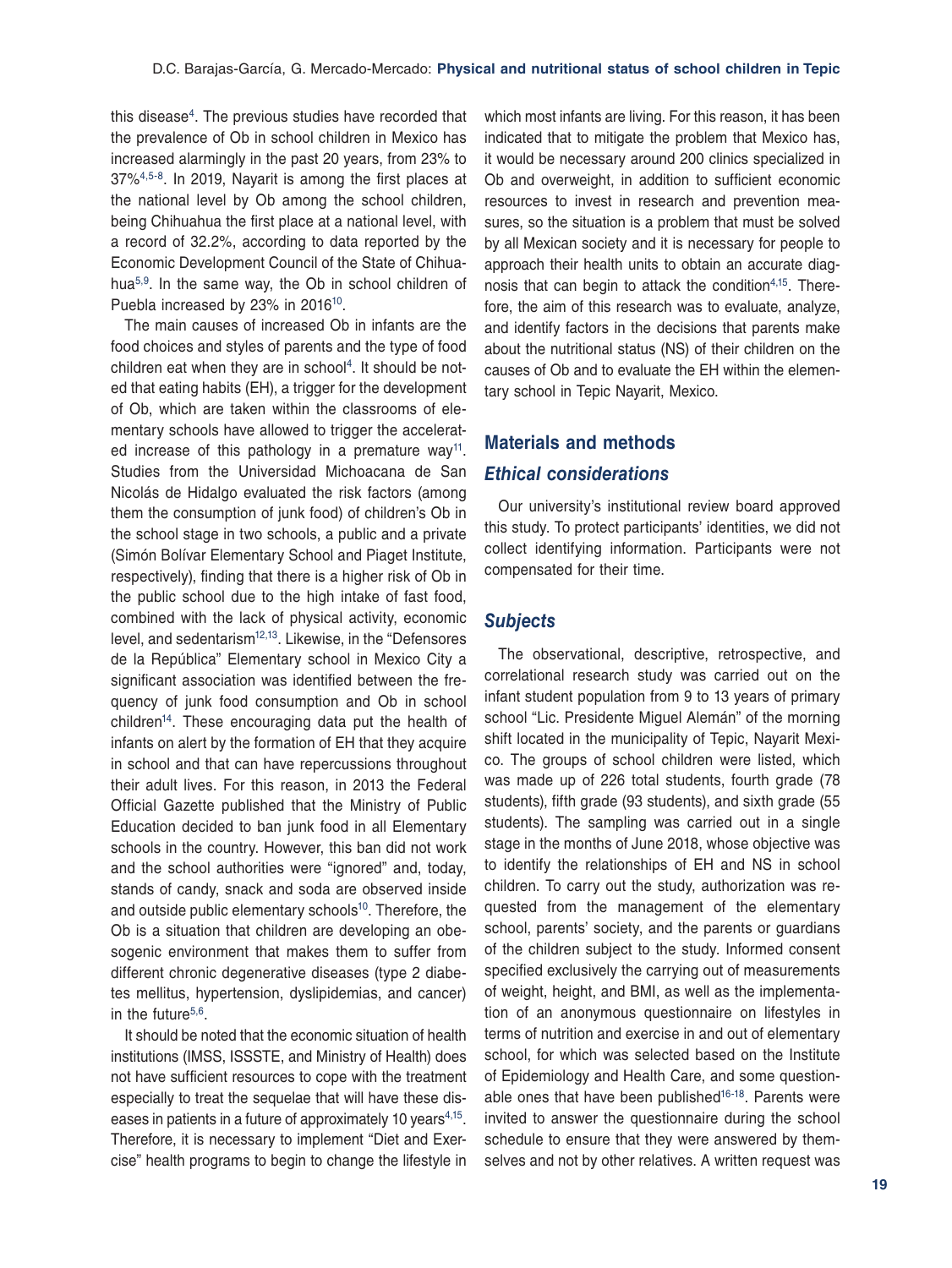this disease[4]. The previous studies have recorded that the prevalence of Ob in school children in Mexico has increased alarmingly in the past 20 years, from 23% to 37%[4,5-8]. In 2019, Nayarit is among the first places at the national level by Ob among the school children, being Chihuahua the first place at a national level, with a record of 32.2%, according to data reported by the Economic Development Council of the State of Chihuahua[5,9]. In the same way, the Ob in school children of Puebla increased by 23% in 2016[10].

The main causes of increased Ob in infants are the food choices and styles of parents and the type of food children eat when they are in school[4]. It should be noted that eating habits (EH), a trigger for the development of Ob, which are taken within the classrooms of elementary schools have allowed to trigger the accelerated increase of this pathology in a premature way[11]. Studies from the Universidad Michoacana de San Nicolás de Hidalgo evaluated the risk factors (among them the consumption of junk food) of children's Ob in the school stage in two schools, a public and a private (Simón Bolívar Elementary School and Piaget Institute, respectively), finding that there is a higher risk of Ob in the public school due to the high intake of fast food, combined with the lack of physical activity, economic level, and sedentarism[12,13]. Likewise, in the "Defensores de la República" Elementary school in Mexico City a significant association was identified between the frequency of junk food consumption and Ob in school children[14]. These encouraging data put the health of infants on alert by the formation of EH that they acquire in school and that can have repercussions throughout their adult lives. For this reason, in 2013 the Federal Official Gazette published that the Ministry of Public Education decided to ban junk food in all Elementary schools in the country. However, this ban did not work and the school authorities were "ignored" and, today, stands of candy, snack and soda are observed inside and outside public elementary schools[10]. Therefore, the Ob is a situation that children are developing an obesogenic environment that makes them to suffer from different chronic degenerative diseases (type 2 diabetes mellitus, hypertension, dyslipidemias, and cancer) in the future[5,6].

It should be noted that the economic situation of health institutions (IMSS, ISSSTE, and Ministry of Health) does not have sufficient resources to cope with the treatment especially to treat the sequelae that will have these diseases in patients in a future of approximately 10 years[4,15]. Therefore, it is necessary to implement "Diet and Exercise" health programs to begin to change the lifestyle in which most infants are living. For this reason, it has been indicated that to mitigate the problem that Mexico has, it would be necessary around 200 clinics specialized in Ob and overweight, in addition to sufficient economic resources to invest in research and prevention measures, so the situation is a problem that must be solved by all Mexican society and it is necessary for people to approach their health units to obtain an accurate diagnosis that can begin to attack the condition[4,15]. Therefore, the aim of this research was to evaluate, analyze, and identify factors in the decisions that parents make about the nutritional status (NS) of their children on the causes of Ob and to evaluate the EH within the elementary school in Tepic Nayarit, Mexico.

## Materials and methods

### *Ethical considerations*

Our university's institutional review board approved this study. To protect participants' identities, we did not collect identifying information. Participants were not compensated for their time.

### *Subjects*

The observational, descriptive, retrospective, and correlational research study was carried out on the infant student population from 9 to 13 years of primary school "Lic. Presidente Miguel Alemán" of the morning shift located in the municipality of Tepic, Nayarit Mexico. The groups of school children were listed, which was made up of 226 total students, fourth grade (78 students), fifth grade (93 students), and sixth grade (55 students). The sampling was carried out in a single stage in the months of June 2018, whose objective was to identify the relationships of EH and NS in school children. To carry out the study, authorization was requested from the management of the elementary school, parents' society, and the parents or guardians of the children subject to the study. Informed consent specified exclusively the carrying out of measurements of weight, height, and BMI, as well as the implementation of an anonymous questionnaire on lifestyles in terms of nutrition and exercise in and out of elementary school, for which was selected based on the Institute of Epidemiology and Health Care, and some questionable ones that have been published[16-18]. Parents were invited to answer the questionnaire during the school schedule to ensure that they were answered by themselves and not by other relatives. A written request was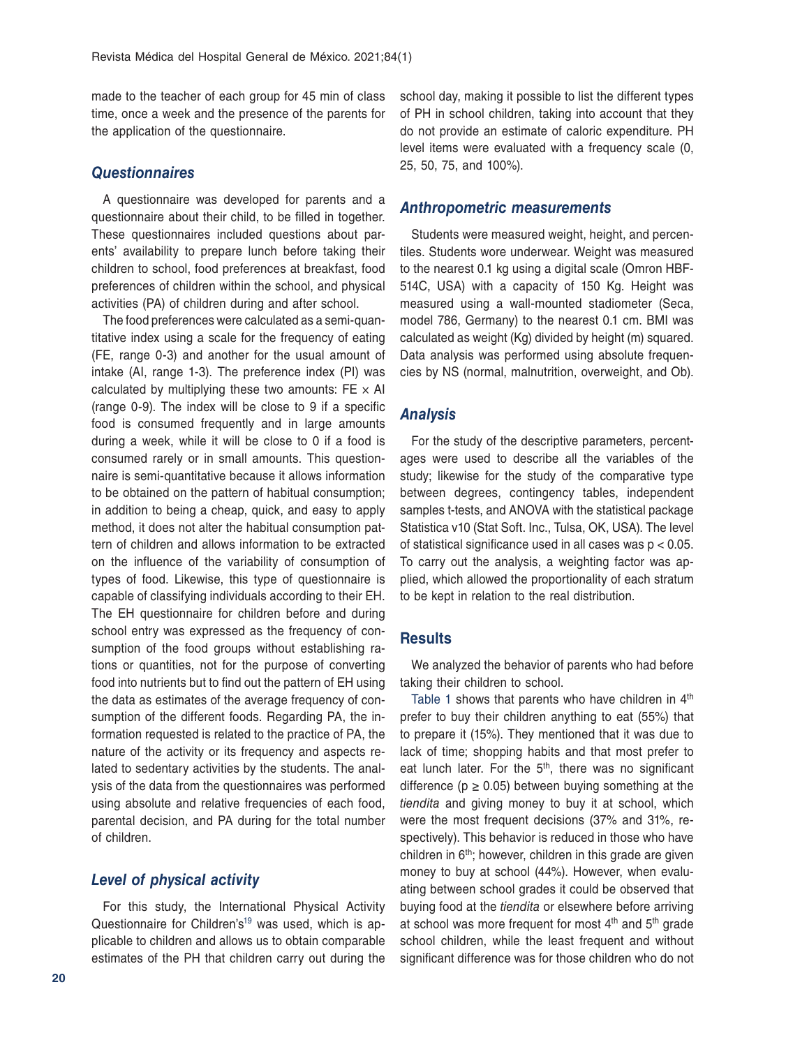made to the teacher of each group for 45 min of class time, once a week and the presence of the parents for the application of the questionnaire.

### Questionnaires

A questionnaire was developed for parents and a questionnaire about their child, to be filled in together. These questionnaires included questions about parents' availability to prepare lunch before taking their children to school, food preferences at breakfast, food preferences of children within the school, and physical activities (PA) of children during and after school.

The food preferences were calculated as a semi-quantitative index using a scale for the frequency of eating (FE, range 0-3) and another for the usual amount of intake (AI, range 1-3). The preference index (PI) was calculated by multiplying these two amounts: FE × AI (range 0-9). The index will be close to 9 if a specific food is consumed frequently and in large amounts during a week, while it will be close to 0 if a food is consumed rarely or in small amounts. This questionnaire is semi-quantitative because it allows information to be obtained on the pattern of habitual consumption; in addition to being a cheap, quick, and easy to apply method, it does not alter the habitual consumption pattern of children and allows information to be extracted on the influence of the variability of consumption of types of food. Likewise, this type of questionnaire is capable of classifying individuals according to their EH. The EH questionnaire for children before and during school entry was expressed as the frequency of consumption of the food groups without establishing rations or quantities, not for the purpose of converting food into nutrients but to find out the pattern of EH using the data as estimates of the average frequency of consumption of the different foods. Regarding PA, the information requested is related to the practice of PA, the nature of the activity or its frequency and aspects related to sedentary activities by the students. The analysis of the data from the questionnaires was performed using absolute and relative frequencies of each food, parental decision, and PA during for the total number of children.

### Level of physical activity

For this study, the International Physical Activity Questionnaire for Children's[19] was used, which is applicable to children and allows us to obtain comparable estimates of the PH that children carry out during the school day, making it possible to list the different types of PH in school children, taking into account that they do not provide an estimate of caloric expenditure. PH level items were evaluated with a frequency scale (0, 25, 50, 75, and 100%).

### Anthropometric measurements

Students were measured weight, height, and percentiles. Students wore underwear. Weight was measured to the nearest 0.1 kg using a digital scale (Omron HBF-514C, USA) with a capacity of 150 Kg. Height was measured using a wall-mounted stadiometer (Seca, model 786, Germany) to the nearest 0.1 cm. BMI was calculated as weight (Kg) divided by height (m) squared. Data analysis was performed using absolute frequencies by NS (normal, malnutrition, overweight, and Ob).

### Analysis

For the study of the descriptive parameters, percentages were used to describe all the variables of the study; likewise for the study of the comparative type between degrees, contingency tables, independent samples t-tests, and ANOVA with the statistical package Statistica v10 (Stat Soft. Inc., Tulsa, OK, USA). The level of statistical significance used in all cases was $p < 0.05$. To carry out the analysis, a weighting factor was applied, which allowed the proportionality of each stratum to be kept in relation to the real distribution.

## Results

We analyzed the behavior of parents who had before taking their children to school.

Table 1 shows that parents who have children in 4$^{th}$ prefer to buy their children anything to eat (55%) that to prepare it (15%). They mentioned that it was due to lack of time; shopping habits and that most prefer to eat lunch later. For the 5$^{th}$, there was no significant difference ($p \geq 0.05$) between buying something at the *tiendita* and giving money to buy it at school, which were the most frequent decisions (37% and 31%, respectively). This behavior is reduced in those who have children in 6$^{th}$; however, children in this grade are given money to buy at school (44%). However, when evaluating between school grades it could be observed that buying food at the *tiendita* or elsewhere before arriving at school was more frequent for most 4$^{th}$ and 5$^{th}$ grade school children, while the least frequent and without significant difference was for those children who do not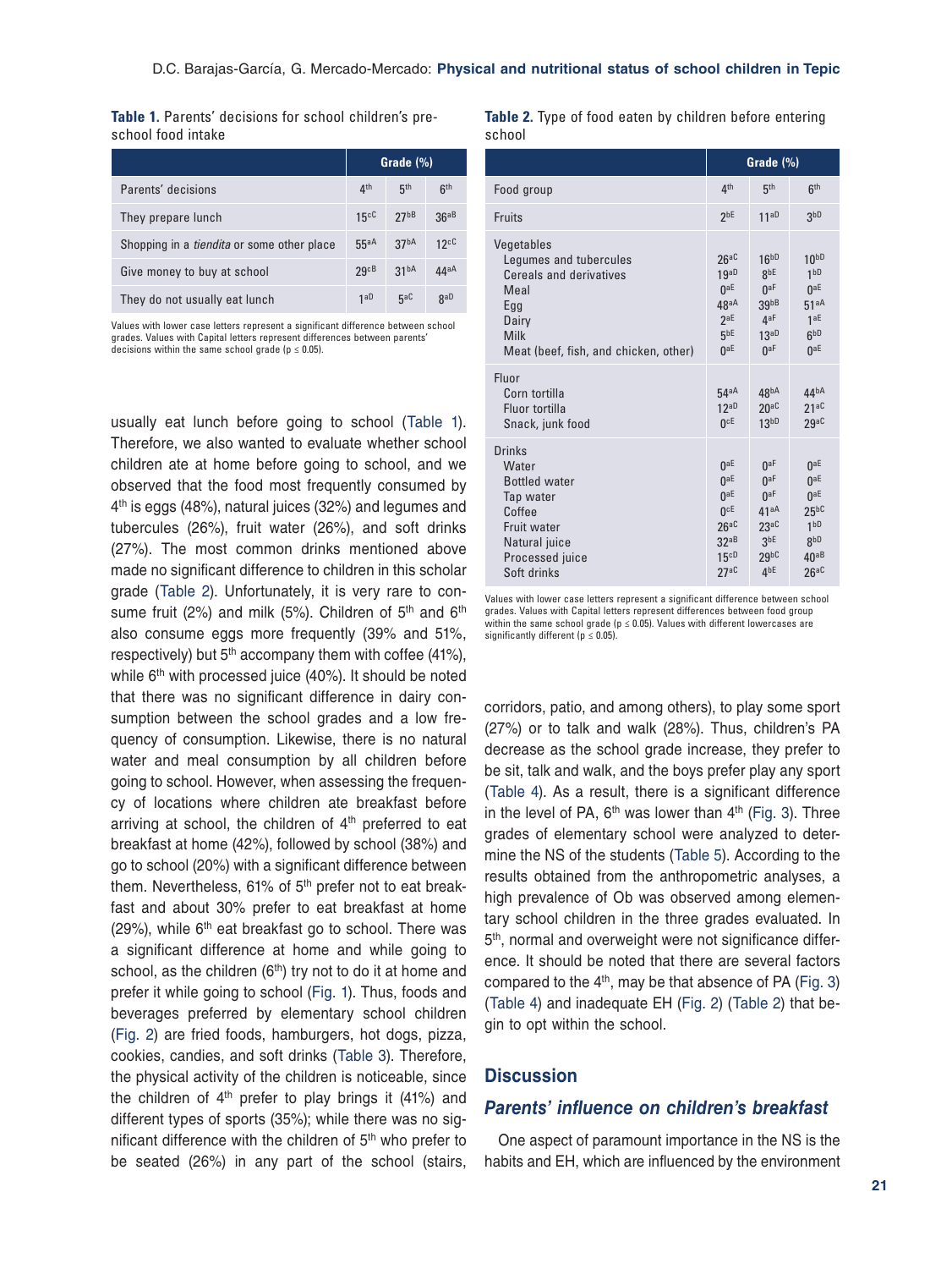**Table 1.** Parents' decisions for school children's pre-school food intake

| | Grade (%) | | |
|---|---|---|---|
| Parents' decisions | $4^{th}$ | $5^{th}$ | $6^{th}$ |
| They prepare lunch | $15^{cC}$ | $27^{bB}$ | $36^{aB}$ |
| Shopping in a *tiendita* or some other place | $55^{aA}$ | $37^{bA}$ | $12^{cC}$ |
| Give money to buy at school | $29^{cB}$ | $31^{bA}$ | $44^{aA}$ |
| They do not usually eat lunch | $1^{aD}$ | $5^{aC}$ | $8^{aD}$ |

Values with lower case letters represent a significant difference between school grades. Values with Capital letters represent differences between parents' decisions within the same school grade ($p \leq 0.05$).

usually eat lunch before going to school (Table 1). Therefore, we also wanted to evaluate whether school children ate at home before going to school, and we observed that the food most frequently consumed by $4^{th}$ is eggs (48%), natural juices (32%) and legumes and tubercules (26%), fruit water (26%), and soft drinks (27%). The most common drinks mentioned above made no significant difference to children in this scholar grade (Table 2). Unfortunately, it is very rare to consume fruit (2%) and milk (5%). Children of $5^{th}$ and $6^{th}$ also consume eggs more frequently (39% and 51%, respectively) but $5^{th}$ accompany them with coffee (41%), while $6^{th}$ with processed juice (40%). It should be noted that there was no significant difference in dairy consumption between the school grades and a low frequency of consumption. Likewise, there is no natural water and meal consumption by all children before going to school. However, when assessing the frequency of locations where children ate breakfast before arriving at school, the children of $4^{th}$ preferred to eat breakfast at home (42%), followed by school (38%) and go to school (20%) with a significant difference between them. Nevertheless, 61% of $5^{th}$ prefer not to eat breakfast and about 30% prefer to eat breakfast at home (29%), while $6^{th}$ eat breakfast go to school. There was a significant difference at home and while going to school, as the children ($6^{th}$) try not to do it at home and prefer it while going to school (Fig. 1). Thus, foods and beverages preferred by elementary school children (Fig. 2) are fried foods, hamburgers, hot dogs, pizza, cookies, candies, and soft drinks (Table 3). Therefore, the physical activity of the children is noticeable, since the children of $4^{th}$ prefer to play brings it (41%) and different types of sports (35%); while there was no significant difference with the children of $5^{th}$ who prefer to be seated (26%) in any part of the school (stairs,

**Table 2.** Type of food eaten by children before entering school

| | Grade (%) | | |
|---|---|---|---|
| Food group | $4^{th}$ | $5^{th}$ | $6^{th}$ |
| Fruits | $2^{bE}$ | $11^{aD}$ | $3^{bD}$ |
| Vegetables | | | |
| Legumes and tubercules | $26^{aC}$ | $16^{bD}$ | $10^{bD}$ |
| Cereals and derivatives | $19^{aD}$ | $8^{bE}$ | $1^{bD}$ |
| Meal | $0^{aE}$ | $0^{aF}$ | $0^{aE}$ |
| Egg | $48^{aA}$ | $39^{bB}$ | $51^{aA}$ |
| Dairy | $2^{aE}$ | $4^{aF}$ | $1^{aE}$ |
| Milk | $5^{bE}$ | $13^{aD}$ | $6^{bD}$ |
| Meat (beef, fish, and chicken, other) | $0^{aE}$ | $0^{aF}$ | $0^{aE}$ |
| Fluor | | | |
| Corn tortilla | $54^{aA}$ | $48^{bA}$ | $44^{bA}$ |
| Fluor tortilla | $12^{aD}$ | $20^{aC}$ | $21^{aC}$ |
| Snack, junk food | $0^{cE}$ | $13^{bD}$ | $29^{aC}$ |
| Drinks | | | |
| Water | $0^{aE}$ | $0^{aF}$ | $0^{aE}$ |
| Bottled water | $0^{aE}$ | $0^{aF}$ | $0^{aE}$ |
| Tap water | $0^{aE}$ | $0^{aF}$ | $0^{aE}$ |
| Coffee | $0^{cE}$ | $41^{aA}$ | $25^{bC}$ |
| Fruit water | $26^{aC}$ | $23^{aC}$ | $1^{bD}$ |
| Natural juice | $32^{aB}$ | $3^{bE}$ | $8^{bD}$ |
| Processed juice | $15^{cD}$ | $29^{bC}$ | $40^{aB}$ |
| Soft drinks | $27^{aC}$ | $4^{bE}$ | $26^{aC}$ |

Values with lower case letters represent a significant difference between school grades. Values with Capital letters represent differences between food group within the same school grade ($p \leq 0.05$). Values with different lowercases are significantly different ($p \leq 0.05$).

corridors, patio, and among others), to play some sport (27%) or to talk and walk (28%). Thus, children's PA decrease as the school grade increase, they prefer to be sit, talk and walk, and the boys prefer play any sport (Table 4). As a result, there is a significant difference in the level of PA, $6^{th}$ was lower than $4^{th}$ (Fig. 3). Three grades of elementary school were analyzed to determine the NS of the students (Table 5). According to the results obtained from the anthropometric analyses, a high prevalence of Ob was observed among elementary school children in the three grades evaluated. In $5^{th}$, normal and overweight were not significance difference. It should be noted that there are several factors compared to the $4^{th}$, may be that absence of PA (Fig. 3) (Table 4) and inadequate EH (Fig. 2) (Table 2) that begin to opt within the school.

## Discussion

### *Parents' influence on children's breakfast*

One aspect of paramount importance in the NS is the habits and EH, which are influenced by the environment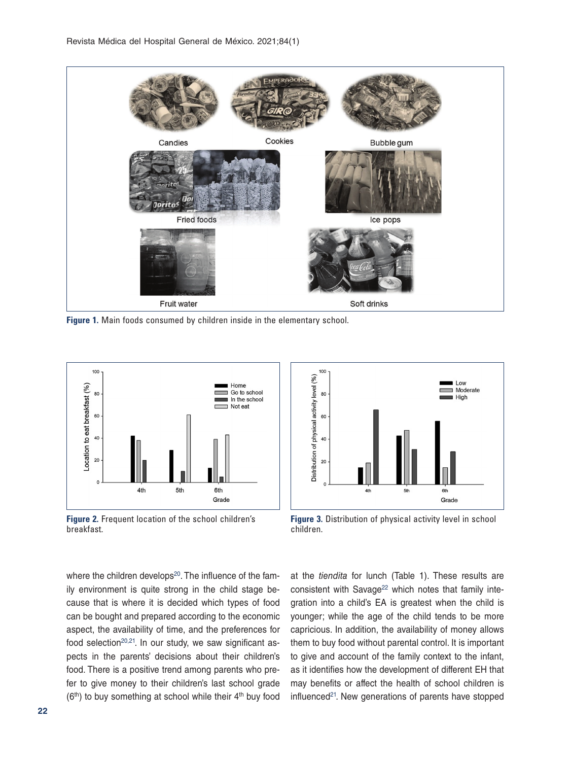Figure 1. Main foods consumed by children inside in the elementary school.

Figure 2. Frequent location of the school children's breakfast.

Figure 3. Distribution of physical activity level in school children.

where the children develops[20]. The influence of the family environment is quite strong in the child stage because that is where it is decided which types of food can be bought and prepared according to the economic aspect, the availability of time, and the preferences for food selection[20,21]. In our study, we saw significant aspects in the parents' decisions about their children's food. There is a positive trend among parents who prefer to give money to their children's last school grade (6th) to buy something at school while their 4th buy food at the *tiendita* for lunch (Table 1). These results are consistent with Savage[22] which notes that family integration into a child's EA is greatest when the child is younger; while the age of the child tends to be more capricious. In addition, the availability of money allows them to buy food without parental control. It is important to give and account of the family context to the infant, as it identifies how the development of different EH that may benefits or affect the health of school children is influenced[21]. New generations of parents have stopped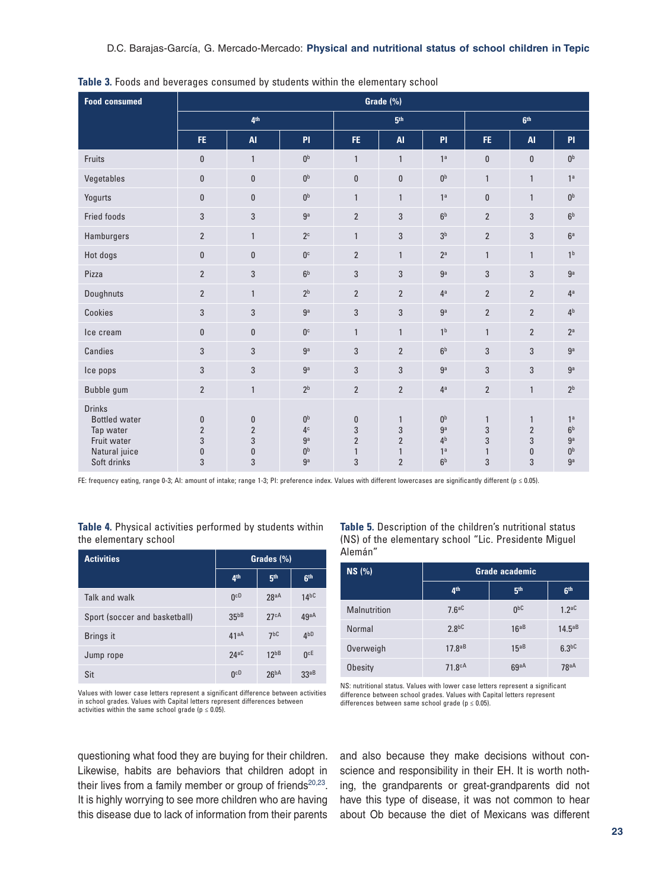**Table 3.** Foods and beverages consumed by students within the elementary school

| Food consumed | Grade (%) | | | | | | | | |
|---|---|---|---|---|---|---|---|---|---|
| | 4th | | | 5th | | | 6th | | |
| | FE | AI | PI | FE | AI | PI | FE | AI | PI |
| Fruits | 0 | 1 | 0b | 1 | 1 | 1a | 0 | 0 | 0b |
| Vegetables | 0 | 0 | 0b | 0 | 0 | 0b | 1 | 1 | 1a |
| Yogurts | 0 | 0 | 0b | 1 | 1 | 1a | 0 | 1 | 0b |
| Fried foods | 3 | 3 | 9a | 2 | 3 | 6b | 2 | 3 | 6b |
| Hamburgers | 2 | 1 | 2c | 1 | 3 | 3b | 2 | 3 | 6a |
| Hot dogs | 0 | 0 | 0c | 2 | 1 | 2a | 1 | 1 | 1b |
| Pizza | 2 | 3 | 6b | 3 | 3 | 9a | 3 | 3 | 9a |
| Doughnuts | 2 | 1 | 2b | 2 | 2 | 4a | 2 | 2 | 4a |
| Cookies | 3 | 3 | 9a | 3 | 3 | 9a | 2 | 2 | 4b |
| Ice cream | 0 | 0 | 0c | 1 | 1 | 1b | 1 | 2 | 2a |
| Candies | 3 | 3 | 9a | 3 | 2 | 6b | 3 | 3 | 9a |
| Ice pops | 3 | 3 | 9a | 3 | 3 | 9a | 3 | 3 | 9a |
| Bubble gum | 2 | 1 | 2b | 2 | 2 | 4a | 2 | 1 | 2b |
| Drinks | | | | | | | | | |
| Bottled water | 0 | 0 | 0b | 0 | 1 | 0b | 1 | 1 | 1a |
| Tap water | 2 | 2 | 4c | 3 | 3 | 9a | 3 | 2 | 6b |
| Fruit water | 3 | 3 | 9a | 2 | 2 | 4b | 3 | 3 | 9a |
| Natural juice | 0 | 0 | 0b | 1 | 1 | 1a | 1 | 0 | 0b |
| Soft drinks | 3 | 3 | 9a | 3 | 2 | 6b | 3 | 3 | 9a |

FE: frequency eating, range 0-3; AI: amount of intake; range 1-3; PI: preference index. Values with different lowercases are significantly different ($p \leq 0.05$).

**Table 4.** Physical activities performed by students within the elementary school

| Activities | Grades (%) | | |
|---|---|---|---|
| | 4th | 5th | 6th |
| Talk and walk | 0cD | 28aA | 14bC |
| Sport (soccer and basketball) | 35bB | 27cA | 49aA |
| Brings it | 41aA | 7bC | 4bD |
| Jump rope | 24aC | 12bB | 0cE |
| Sit | 0cD | 26bA | 33aB |

Values with lower case letters represent a significant difference between activities in school grades. Values with Capital letters represent differences between activities within the same school grade ($p \leq 0.05$).

**Table 5.** Description of the children's nutritional status (NS) of the elementary school "Lic. Presidente Miguel Alemán"

| NS (%) | Grade academic | | |
|---|---|---|---|
| | 4th | 5th | 6th |
| Malnutrition | 7.6aC | 0bC | 1.2aC |
| Normal | 2.8bC | 16aB | 14.5aB |
| Overweigh | 17.8aB | 15aB | 6.3bC |
| Obesity | 71.8cA | 69aA | 78aA |

NS: nutritional status. Values with lower case letters represent a significant difference between school grades. Values with Capital letters represent differences between same school grade ($p \leq 0.05$).

questioning what food they are buying for their children. Likewise, habits are behaviors that children adopt in their lives from a family member or group of friends[20,23]. It is highly worrying to see more children who are having this disease due to lack of information from their parents and also because they make decisions without conscience and responsibility in their EH. It is worth nothing, the grandparents or great-grandparents did not have this type of disease, it was not common to hear about Ob because the diet of Mexicans was different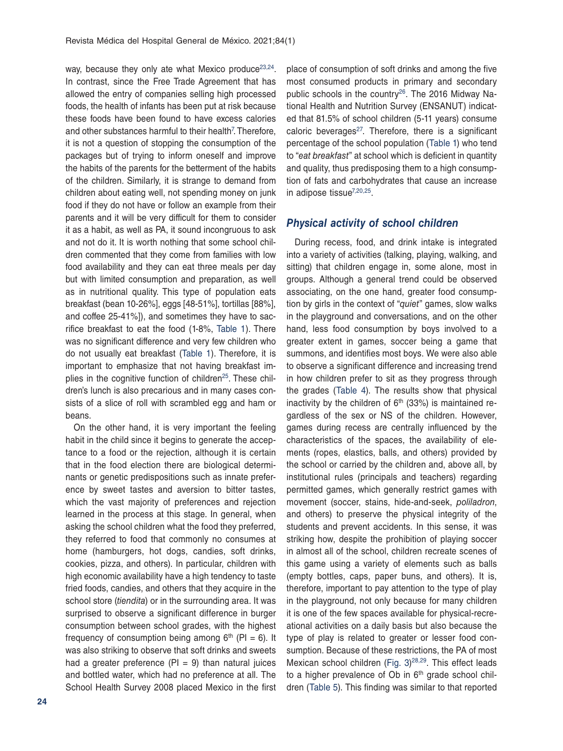way, because they only ate what Mexico produce[23,24]. In contrast, since the Free Trade Agreement that has allowed the entry of companies selling high processed foods, the health of infants has been put at risk because these foods have been found to have excess calories and other substances harmful to their health[7]. Therefore, it is not a question of stopping the consumption of the packages but of trying to inform oneself and improve the habits of the parents for the betterment of the habits of the children. Similarly, it is strange to demand from children about eating well, not spending money on junk food if they do not have or follow an example from their parents and it will be very difficult for them to consider it as a habit, as well as PA, it sound incongruous to ask and not do it. It is worth nothing that some school children commented that they come from families with low food availability and they can eat three meals per day but with limited consumption and preparation, as well as in nutritional quality. This type of population eats breakfast (bean 10-26%], eggs [48-51%], tortillas [88%], and coffee 25-41%]), and sometimes they have to sacrifice breakfast to eat the food (1-8%, Table 1). There was no significant difference and very few children who do not usually eat breakfast (Table 1). Therefore, it is important to emphasize that not having breakfast implies in the cognitive function of children[25]. These children's lunch is also precarious and in many cases consists of a slice of roll with scrambled egg and ham or beans.

On the other hand, it is very important the feeling habit in the child since it begins to generate the acceptance to a food or the rejection, although it is certain that in the food election there are biological determinants or genetic predispositions such as innate preference by sweet tastes and aversion to bitter tastes, which the vast majority of preferences and rejection learned in the process at this stage. In general, when asking the school children what the food they preferred, they referred to food that commonly no consumes at home (hamburgers, hot dogs, candies, soft drinks, cookies, pizza, and others). In particular, children with high economic availability have a high tendency to taste fried foods, candies, and others that they acquire in the school store (*tiendita*) or in the surrounding area. It was surprised to observe a significant difference in burger consumption between school grades, with the highest frequency of consumption being among 6[th] (PI = 6). It was also striking to observe that soft drinks and sweets had a greater preference (PI = 9) than natural juices and bottled water, which had no preference at all. The School Health Survey 2008 placed Mexico in the first place of consumption of soft drinks and among the five most consumed products in primary and secondary public schools in the country[26]. The 2016 Midway National Health and Nutrition Survey (ENSANUT) indicated that 81.5% of school children (5-11 years) consume caloric beverages[27]. Therefore, there is a significant percentage of the school population (Table 1) who tend to "*eat breakfast*" at school which is deficient in quantity and quality, thus predisposing them to a high consumption of fats and carbohydrates that cause an increase in adipose tissue[7,20,25].

## Physical activity of school children

During recess, food, and drink intake is integrated into a variety of activities (talking, playing, walking, and sitting) that children engage in, some alone, most in groups. Although a general trend could be observed associating, on the one hand, greater food consumption by girls in the context of "*quiet*" games, slow walks in the playground and conversations, and on the other hand, less food consumption by boys involved to a greater extent in games, soccer being a game that summons, and identifies most boys. We were also able to observe a significant difference and increasing trend in how children prefer to sit as they progress through the grades (Table 4). The results show that physical inactivity by the children of 6[th] (33%) is maintained regardless of the sex or NS of the children. However, games during recess are centrally influenced by the characteristics of the spaces, the availability of elements (ropes, elastics, balls, and others) provided by the school or carried by the children and, above all, by institutional rules (principals and teachers) regarding permitted games, which generally restrict games with movement (soccer, stains, hide-and-seek, *poliladron*, and others) to preserve the physical integrity of the students and prevent accidents. In this sense, it was striking how, despite the prohibition of playing soccer in almost all of the school, children recreate scenes of this game using a variety of elements such as balls (empty bottles, caps, paper buns, and others). It is, therefore, important to pay attention to the type of play in the playground, not only because for many children it is one of the few spaces available for physical-recreational activities on a daily basis but also because the type of play is related to greater or lesser food consumption. Because of these restrictions, the PA of most Mexican school children (Fig. 3)[28,29]. This effect leads to a higher prevalence of Ob in 6[th] grade school children (Table 5). This finding was similar to that reported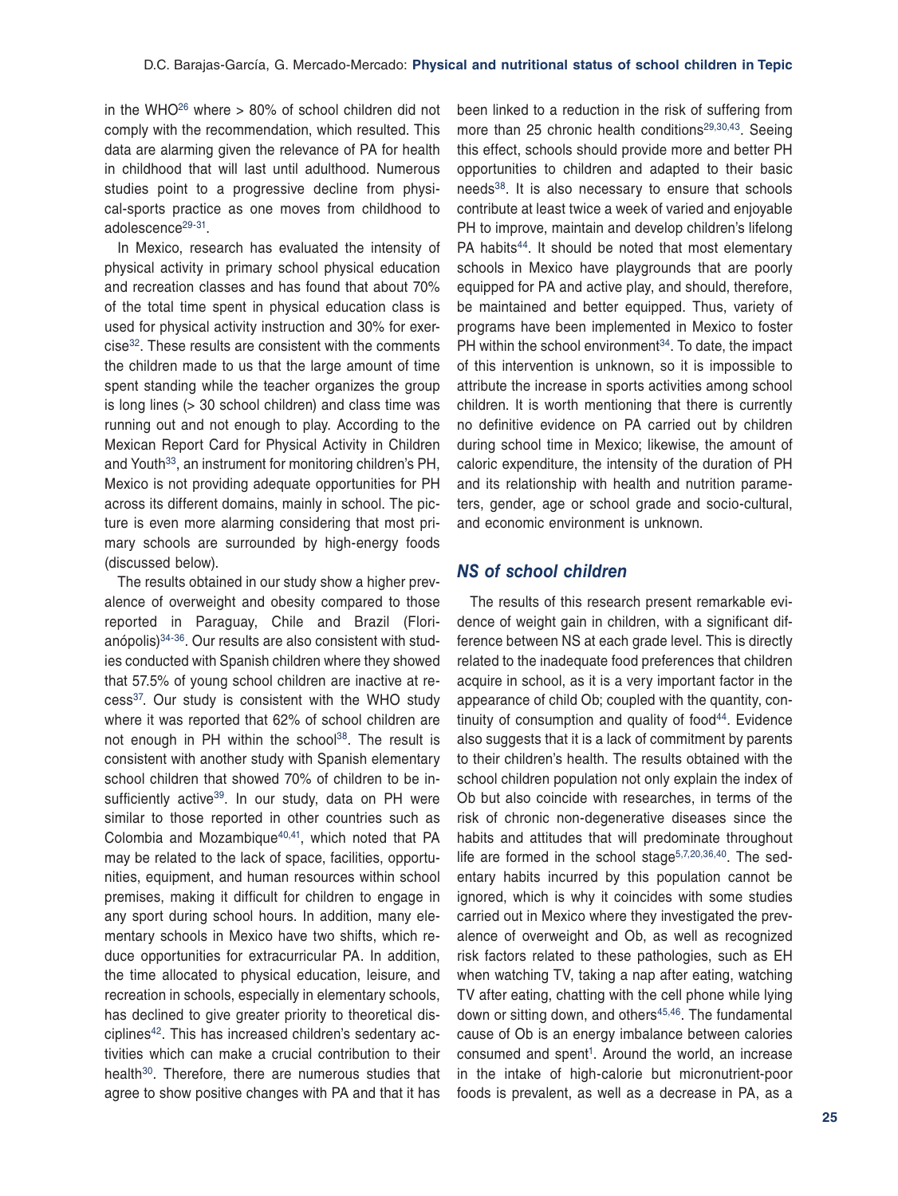in the WHO[26] where > 80% of school children did not comply with the recommendation, which resulted. This data are alarming given the relevance of PA for health in childhood that will last until adulthood. Numerous studies point to a progressive decline from physical-sports practice as one moves from childhood to adolescence[29-31].

In Mexico, research has evaluated the intensity of physical activity in primary school physical education and recreation classes and has found that about 70% of the total time spent in physical education class is used for physical activity instruction and 30% for exercise[32]. These results are consistent with the comments the children made to us that the large amount of time spent standing while the teacher organizes the group is long lines (> 30 school children) and class time was running out and not enough to play. According to the Mexican Report Card for Physical Activity in Children and Youth[33], an instrument for monitoring children's PH, Mexico is not providing adequate opportunities for PH across its different domains, mainly in school. The picture is even more alarming considering that most primary schools are surrounded by high-energy foods (discussed below).

The results obtained in our study show a higher prevalence of overweight and obesity compared to those reported in Paraguay, Chile and Brazil (Florianópolis)[34-36]. Our results are also consistent with studies conducted with Spanish children where they showed that 57.5% of young school children are inactive at recess[37]. Our study is consistent with the WHO study where it was reported that 62% of school children are not enough in PH within the school[38]. The result is consistent with another study with Spanish elementary school children that showed 70% of children to be insufficiently active[39]. In our study, data on PH were similar to those reported in other countries such as Colombia and Mozambique[40,41], which noted that PA may be related to the lack of space, facilities, opportunities, equipment, and human resources within school premises, making it difficult for children to engage in any sport during school hours. In addition, many elementary schools in Mexico have two shifts, which reduce opportunities for extracurricular PA. In addition, the time allocated to physical education, leisure, and recreation in schools, especially in elementary schools, has declined to give greater priority to theoretical disciplines[42]. This has increased children's sedentary activities which can make a crucial contribution to their health[30]. Therefore, there are numerous studies that agree to show positive changes with PA and that it has been linked to a reduction in the risk of suffering from more than 25 chronic health conditions[29,30,43]. Seeing this effect, schools should provide more and better PH opportunities to children and adapted to their basic needs[38]. It is also necessary to ensure that schools contribute at least twice a week of varied and enjoyable PH to improve, maintain and develop children's lifelong PA habits[44]. It should be noted that most elementary schools in Mexico have playgrounds that are poorly equipped for PA and active play, and should, therefore, be maintained and better equipped. Thus, variety of programs have been implemented in Mexico to foster PH within the school environment[34]. To date, the impact of this intervention is unknown, so it is impossible to attribute the increase in sports activities among school children. It is worth mentioning that there is currently no definitive evidence on PA carried out by children during school time in Mexico; likewise, the amount of caloric expenditure, the intensity of the duration of PH and its relationship with health and nutrition parameters, gender, age or school grade and socio-cultural, and economic environment is unknown.

## NS of school children

The results of this research present remarkable evidence of weight gain in children, with a significant difference between NS at each grade level. This is directly related to the inadequate food preferences that children acquire in school, as it is a very important factor in the appearance of child Ob; coupled with the quantity, continuity of consumption and quality of food[44]. Evidence also suggests that it is a lack of commitment by parents to their children's health. The results obtained with the school children population not only explain the index of Ob but also coincide with researches, in terms of the risk of chronic non-degenerative diseases since the habits and attitudes that will predominate throughout life are formed in the school stage[5,7,20,36,40]. The sedentary habits incurred by this population cannot be ignored, which is why it coincides with some studies carried out in Mexico where they investigated the prevalence of overweight and Ob, as well as recognized risk factors related to these pathologies, such as EH when watching TV, taking a nap after eating, watching TV after eating, chatting with the cell phone while lying down or sitting down, and others[45,46]. The fundamental cause of Ob is an energy imbalance between calories consumed and spent[1]. Around the world, an increase in the intake of high-calorie but micronutrient-poor foods is prevalent, as well as a decrease in PA, as a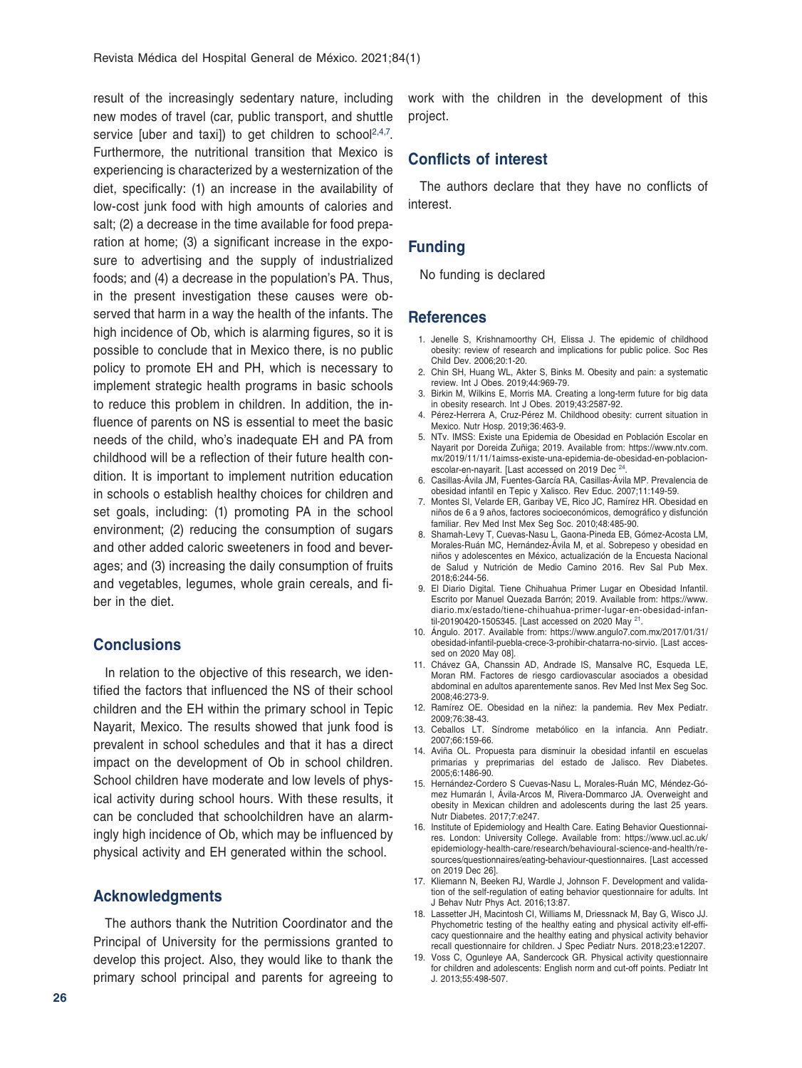result of the increasingly sedentary nature, including new modes of travel (car, public transport, and shuttle service [uber and taxi]) to get children to school[2,4,7]. Furthermore, the nutritional transition that Mexico is experiencing is characterized by a westernization of the diet, specifically: (1) an increase in the availability of low-cost junk food with high amounts of calories and salt; (2) a decrease in the time available for food preparation at home; (3) a significant increase in the exposure to advertising and the supply of industrialized foods; and (4) a decrease in the population's PA. Thus, in the present investigation these causes were observed that harm in a way the health of the infants. The high incidence of Ob, which is alarming figures, so it is possible to conclude that in Mexico there, is no public policy to promote EH and PH, which is necessary to implement strategic health programs in basic schools to reduce this problem in children. In addition, the influence of parents on NS is essential to meet the basic needs of the child, who's inadequate EH and PA from childhood will be a reflection of their future health condition. It is important to implement nutrition education in schools o establish healthy choices for children and set goals, including: (1) promoting PA in the school environment; (2) reducing the consumption of sugars and other added caloric sweeteners in food and beverages; and (3) increasing the daily consumption of fruits and vegetables, legumes, whole grain cereals, and fiber in the diet.

## Conclusions

In relation to the objective of this research, we identified the factors that influenced the NS of their school children and the EH within the primary school in Tepic Nayarit, Mexico. The results showed that junk food is prevalent in school schedules and that it has a direct impact on the development of Ob in school children. School children have moderate and low levels of physical activity during school hours. With these results, it can be concluded that schoolchildren have an alarmingly high incidence of Ob, which may be influenced by physical activity and EH generated within the school.

## Acknowledgments

The authors thank the Nutrition Coordinator and the Principal of University for the permissions granted to develop this project. Also, they would like to thank the primary school principal and parents for agreeing to work with the children in the development of this project.

## Conflicts of interest

The authors declare that they have no conflicts of interest.

## Funding

No funding is declared

## References

1. Jenelle S, Krishnamoorthy CH, Elissa J. The epidemic of childhood obesity: review of research and implications for public police. Soc Res Child Dev. 2006;20:1-20.
2. Chin SH, Huang WL, Akter S, Binks M. Obesity and pain: a systematic review. Int J Obes. 2019;44:969-79.
3. Birkin M, Wilkins E, Morris MA. Creating a long-term future for big data in obesity research. Int J Obes. 2019;43:2587-92.
4. Pérez-Herrera A, Cruz-Pérez M. Childhood obesity: current situation in Mexico. Nutr Hosp. 2019;36:463-9.
5. NTv. IMSS: Existe una Epidemia de Obesidad en Población Escolar en Nayarit por Doreida Zuñiga; 2019. Available from: https://www.ntv.com.mx/2019/11/11/aimss-existe-una-epidemia-de-obesidad-en-poblacion-escolar-en-nayarit. [Last accessed on 2019 Dec [24].
6. Casillas-Ávila JM, Fuentes-García RA, Casillas-Ávila MP. Prevalencia de obesidad infantil en Tepic y Xalisco. Rev Educ. 2007;11:149-59.
7. Montes SI, Velarde ER, Garibay VE, Rico JC, Ramírez HR. Obesidad en niños de 6 a 9 años, factores socioeconómicos, demográfico y disfunción familiar. Rev Med Inst Mex Seg Soc. 2010;48:485-90.
8. Shamah-Levy T, Cuevas-Nasu L, Gaona-Pineda EB, Gómez-Acosta LM, Morales-Ruán MC, Hernández-Ávila M, et al. Sobrepeso y obesidad en niños y adolescentes en México, actualización de la Encuesta Nacional de Salud y Nutrición de Medio Camino 2016. Rev Sal Pub Mex. 2018;6:244-56.
9. El Diario Digital. Tiene Chihuahua Primer Lugar en Obesidad Infantil. Escrito por Manuel Quezada Barrón; 2019. Available from: https://www.diario.mx/estado/tiene-chihuahua-primer-lugar-en-obesidad-infantil-20190420-1505345. [Last accessed on 2020 May [21].
10. Ángulo. 2017. Available from: https://www.angulo7.com.mx/2017/01/31/obesidad-infantil-puebla-crece-3-prohibir-chatarra-no-sirvio. [Last accessed on 2020 May 08].
11. Chávez GA, Chanssin AD, Andrade IS, Mansalve RC, Esqueda LE, Moran RM. Factores de riesgo cardiovascular asociados a obesidad abdominal en adultos aparentemente sanos. Rev Med Inst Mex Seg Soc. 2008;46:273-9.
12. Ramírez OE. Obesidad en la niñez: la pandemia. Rev Mex Pediatr. 2009;76:38-43.
13. Ceballos LT. Síndrome metabólico en la infancia. Ann Pediatr. 2007;66:159-66.
14. Aviña OL. Propuesta para disminuir la obesidad infantil en escuelas primarias y preprimarias del estado de Jalisco. Rev Diabetes. 2005;6:1486-90.
15. Hernández-Cordero S Cuevas-Nasu L, Morales-Ruán MC, Méndez-Gómez Humarán I, Ávila-Arcos M, Rivera-Dommarco JA. Overweight and obesity in Mexican children and adolescents during the last 25 years. Nutr Diabetes. 2017;7:e247.
16. Institute of Epidemiology and Health Care. Eating Behavior Questionnaires. London: University College. Available from: https://www.ucl.ac.uk/epidemiology-health-care/research/behavioural-science-and-health/resources/questionnaires/eating-behaviour-questionnaires. [Last accessed on 2019 Dec 26].
17. Kliemann N, Beeken RJ, Wardle J, Johnson F. Development and validation of the self-regulation of eating behavior questionnaire for adults. Int J Behav Nutr Phys Act. 2016;13:87.
18. Lassetter JH, Macintosh CI, Williams M, Driessnack M, Bay G, Wisco JJ. Phychometric testing of the healthy eating and physical activity elf-efficacy questionnaire and the healthy eating and physical activity behavior recall questionnaire for children. J Spec Pediatr Nurs. 2018;23:e12207.
19. Voss C, Ogunleye AA, Sandercock GR. Physical activity questionnaire for children and adolescents: English norm and cut-off points. Pediatr Int J. 2013;55:498-507.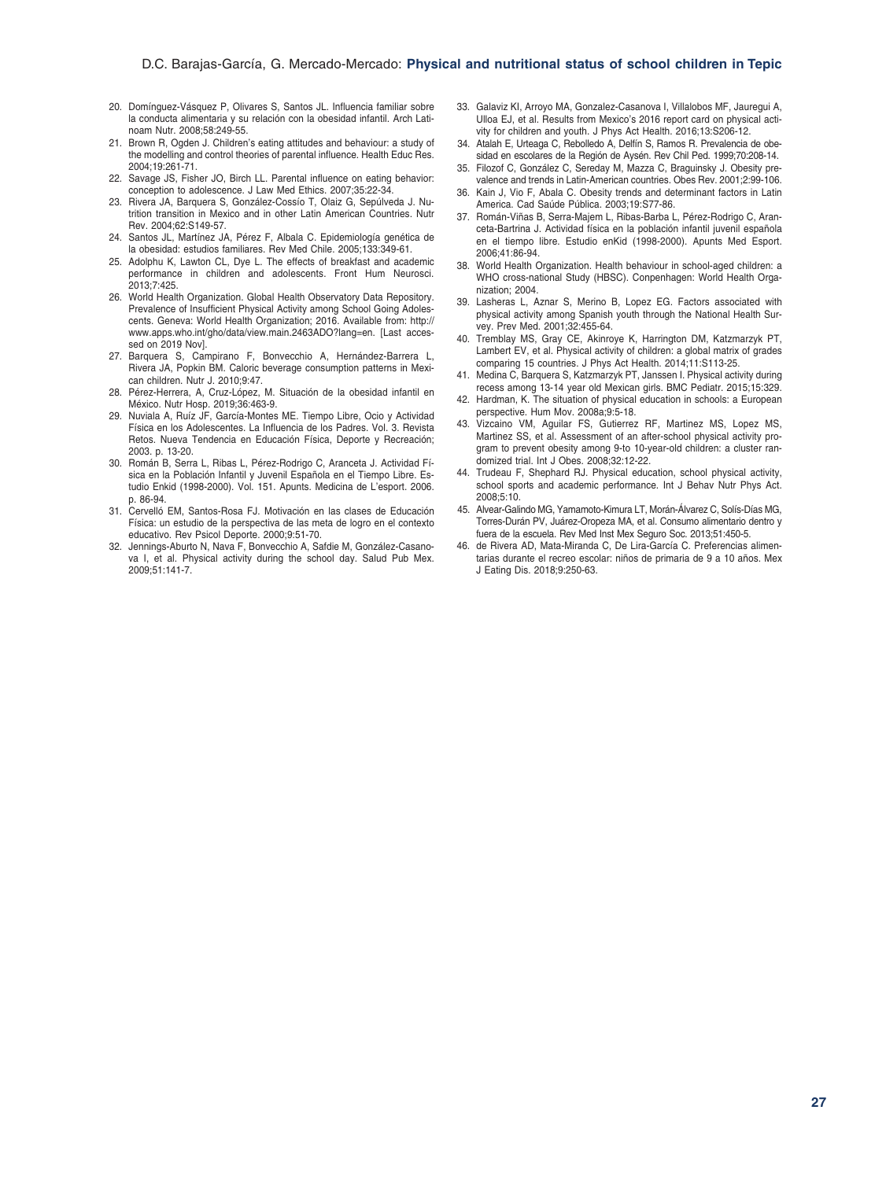20. Domínguez-Vásquez P, Olivares S, Santos JL. Influencia familiar sobre la conducta alimentaria y su relación con la obesidad infantil. Arch Latinoam Nutr. 2008;58:249-55.
21. Brown R, Ogden J. Children's eating attitudes and behaviour: a study of the modelling and control theories of parental influence. Health Educ Res. 2004;19:261-71.
22. Savage JS, Fisher JO, Birch LL. Parental influence on eating behavior: conception to adolescence. J Law Med Ethics. 2007;35:22-34.
23. Rivera JA, Barquera S, González-Cossío T, Olaiz G, Sepúlveda J. Nutrition transition in Mexico and in other Latin American Countries. Nutr Rev. 2004;62:S149-57.
24. Santos JL, Martínez JA, Pérez F, Albala C. Epidemiología genética de la obesidad: estudios familiares. Rev Med Chile. 2005;133:349-61.
25. Adolphu K, Lawton CL, Dye L. The effects of breakfast and academic performance in children and adolescents. Front Hum Neurosci. 2013;7:425.
26. World Health Organization. Global Health Observatory Data Repository. Prevalence of Insufficient Physical Activity among School Going Adolescents. Geneva: World Health Organization; 2016. Available from: http://www.apps.who.int/gho/data/view.main.2463ADO?lang=en. [Last accessed on 2019 Nov].
27. Barquera S, Campirano F, Bonvecchio A, Hernández-Barrera L, Rivera JA, Popkin BM. Caloric beverage consumption patterns in Mexican children. Nutr J. 2010;9:47.
28. Pérez-Herrera, A, Cruz-López, M. Situación de la obesidad infantil en México. Nutr Hosp. 2019;36:463-9.
29. Nuviala A, Ruíz JF, García-Montes ME. Tiempo Libre, Ocio y Actividad Física en los Adolescentes. La Influencia de los Padres. Vol. 3. Revista Retos. Nueva Tendencia en Educación Física, Deporte y Recreación; 2003. p. 13-20.
30. Román B, Serra L, Ribas L, Pérez-Rodrigo C, Aranceta J. Actividad Física en la Población Infantil y Juvenil Española en el Tiempo Libre. Estudio Enkid (1998-2000). Vol. 151. Apunts. Medicina de L'esport. 2006. p. 86-94.
31. Cervelló EM, Santos-Rosa FJ. Motivación en las clases de Educación Física: un estudio de la perspectiva de las meta de logro en el contexto educativo. Rev Psicol Deporte. 2000;9:51-70.
32. Jennings-Aburto N, Nava F, Bonvecchio A, Safdie M, González-Casanova I, et al. Physical activity during the school day. Salud Pub Mex. 2009;51:141-7.
33. Galaviz KI, Arroyo MA, Gonzalez-Casanova I, Villalobos MF, Jauregui A, Ulloa EJ, et al. Results from Mexico's 2016 report card on physical activity for children and youth. J Phys Act Health. 2016;13:S206-12.
34. Atalah E, Urteaga C, Rebolledo A, Delfín S, Ramos R. Prevalencia de obesidad en escolares de la Región de Aysén. Rev Chil Ped. 1999;70:208-14.
35. Filozof C, González C, Sereday M, Mazza C, Braguinsky J. Obesity prevalence and trends in Latin-American countries. Obes Rev. 2001;2:99-106.
36. Kain J, Vio F, Abala C. Obesity trends and determinant factors in Latin America. Cad Saúde Pública. 2003;19:S77-86.
37. Román-Viñas B, Serra-Majem L, Ribas-Barba L, Pérez-Rodrigo C, Aranceta-Bartrina J. Actividad física en la población infantil juvenil española en el tiempo libre. Estudio enKid (1998-2000). Apunts Med Esport. 2006;41:86-94.
38. World Health Organization. Health behaviour in school-aged children: a WHO cross-national Study (HBSC). Conpenhagen: World Health Organization; 2004.
39. Lasheras L, Aznar S, Merino B, Lopez EG. Factors associated with physical activity among Spanish youth through the National Health Survey. Prev Med. 2001;32:455-64.
40. Tremblay MS, Gray CE, Akinroye K, Harrington DM, Katzmarzyk PT, Lambert EV, et al. Physical activity of children: a global matrix of grades comparing 15 countries. J Phys Act Health. 2014;11:S113-25.
41. Medina C, Barquera S, Katzmarzyk PT, Janssen I. Physical activity during recess among 13-14 year old Mexican girls. BMC Pediatr. 2015;15:329.
42. Hardman, K. The situation of physical education in schools: a European perspective. Hum Mov. 2008a;9:5-18.
43. Vizcaino VM, Aguilar FS, Gutierrez RF, Martinez MS, Lopez MS, Martinez SS, et al. Assessment of an after-school physical activity program to prevent obesity among 9-to 10-year-old children: a cluster randomized trial. Int J Obes. 2008;32:12-22.
44. Trudeau F, Shephard RJ. Physical education, school physical activity, school sports and academic performance. Int J Behav Nutr Phys Act. 2008;5:10.
45. Alvear-Galindo MG, Yamamoto-Kimura LT, Morán-Álvarez C, Solís-Días MG, Torres-Durán PV, Juárez-Oropeza MA, et al. Consumo alimentario dentro y fuera de la escuela. Rev Med Inst Mex Seguro Soc. 2013;51:450-5.
46. de Rivera AD, Mata-Miranda C, De Lira-García C. Preferencias alimentarias durante el recreo escolar: niños de primaria de 9 a 10 años. Mex J Eating Dis. 2018;9:250-63.